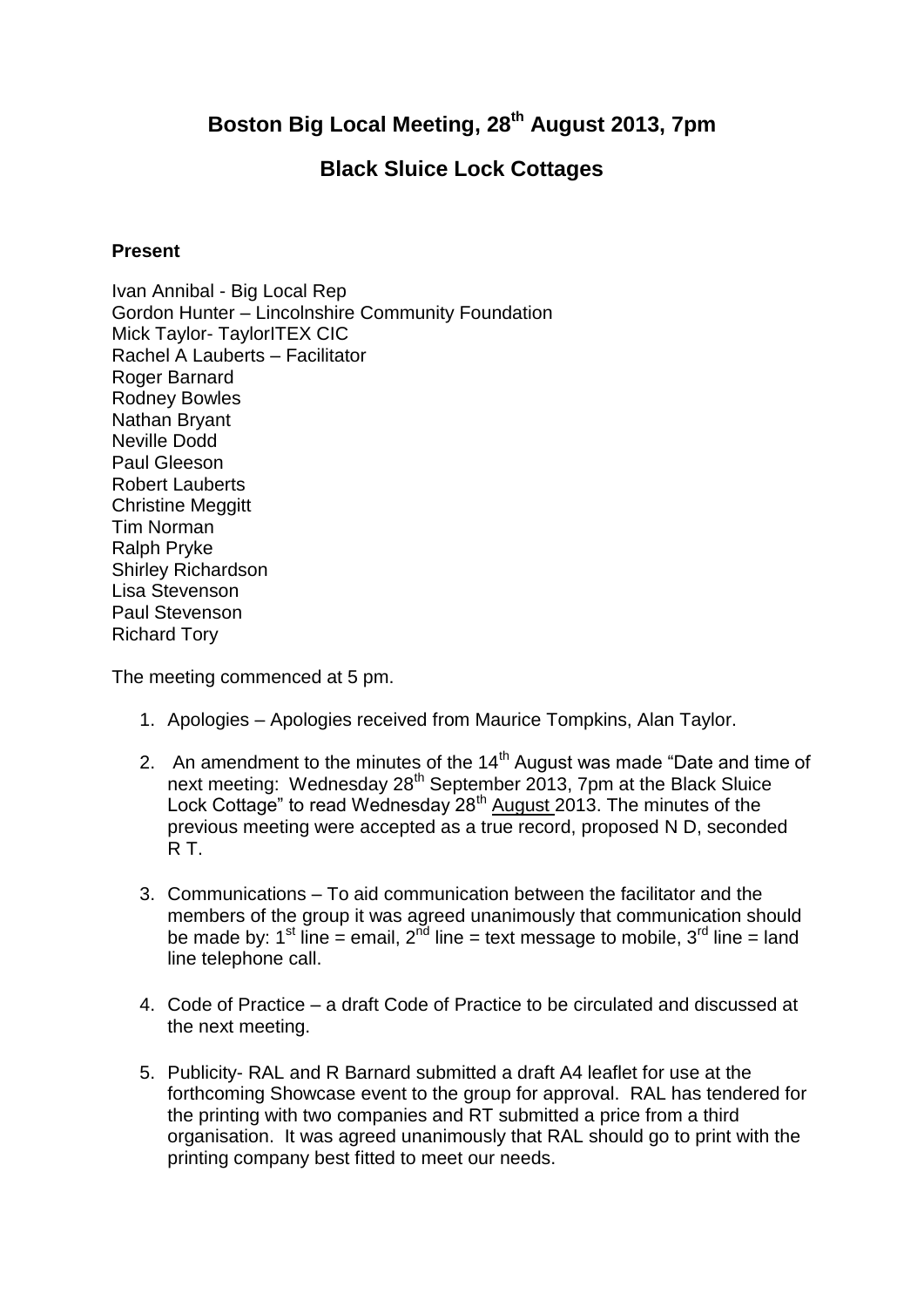# Boston Big Local Meeting, 28th August 2013, 7pm

## Black Sluice Lock Cottages

**Present**

Ivan Annibal - Big Local Rep
Gordon Hunter – Lincolnshire Community Foundation
Mick Taylor- TaylorITEX CIC
Rachel A Lauberts – Facilitator
Roger Barnard
Rodney Bowles
Nathan Bryant
Neville Dodd
Paul Gleeson
Robert Lauberts
Christine Meggitt
Tim Norman
Ralph Pryke
Shirley Richardson
Lisa Stevenson
Paul Stevenson
Richard Tory

The meeting commenced at 5 pm.

1. Apologies – Apologies received from Maurice Tompkins, Alan Taylor.

2. An amendment to the minutes of the 14th August was made "Date and time of next meeting: Wednesday 28th September 2013, 7pm at the Black Sluice Lock Cottage" to read Wednesday 28th <u>August</u> 2013. The minutes of the previous meeting were accepted as a true record, proposed N D, seconded R T.

3. Communications – To aid communication between the facilitator and the members of the group it was agreed unanimously that communication should be made by: 1st line = email, 2nd line = text message to mobile, 3rd line = land line telephone call.

4. Code of Practice – a draft Code of Practice to be circulated and discussed at the next meeting.

5. Publicity- RAL and R Barnard submitted a draft A4 leaflet for use at the forthcoming Showcase event to the group for approval. RAL has tendered for the printing with two companies and RT submitted a price from a third organisation. It was agreed unanimously that RAL should go to print with the printing company best fitted to meet our needs.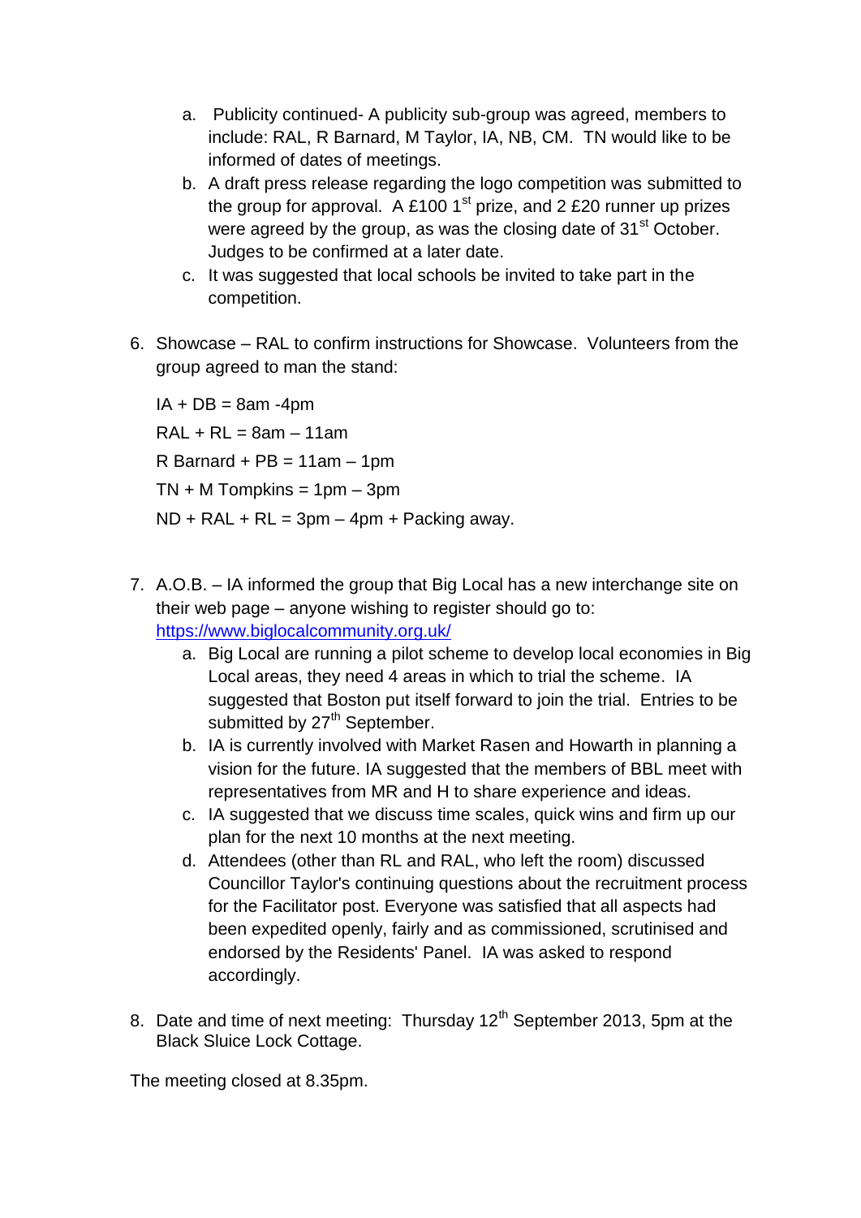a. Publicity continued- A publicity sub-group was agreed, members to include: RAL, R Barnard, M Taylor, IA, NB, CM. TN would like to be informed of dates of meetings.
b. A draft press release regarding the logo competition was submitted to the group for approval. A £100 1st prize, and 2 £20 runner up prizes were agreed by the group, as was the closing date of 31st October. Judges to be confirmed at a later date.
c. It was suggested that local schools be invited to take part in the competition.

6. Showcase – RAL to confirm instructions for Showcase. Volunteers from the group agreed to man the stand:

   IA + DB = 8am -4pm

   RAL + RL = 8am – 11am

   R Barnard + PB = 11am – 1pm

   TN + M Tompkins = 1pm – 3pm

   ND + RAL + RL = 3pm – 4pm + Packing away.

7. A.O.B. – IA informed the group that Big Local has a new interchange site on their web page – anyone wishing to register should go to: https://www.biglocalcommunity.org.uk/
   a. Big Local are running a pilot scheme to develop local economies in Big Local areas, they need 4 areas in which to trial the scheme. IA suggested that Boston put itself forward to join the trial. Entries to be submitted by 27th September.
   b. IA is currently involved with Market Rasen and Howarth in planning a vision for the future. IA suggested that the members of BBL meet with representatives from MR and H to share experience and ideas.
   c. IA suggested that we discuss time scales, quick wins and firm up our plan for the next 10 months at the next meeting.
   d. Attendees (other than RL and RAL, who left the room) discussed Councillor Taylor's continuing questions about the recruitment process for the Facilitator post. Everyone was satisfied that all aspects had been expedited openly, fairly and as commissioned, scrutinised and endorsed by the Residents' Panel. IA was asked to respond accordingly.

8. Date and time of next meeting: Thursday 12th September 2013, 5pm at the Black Sluice Lock Cottage.

The meeting closed at 8.35pm.